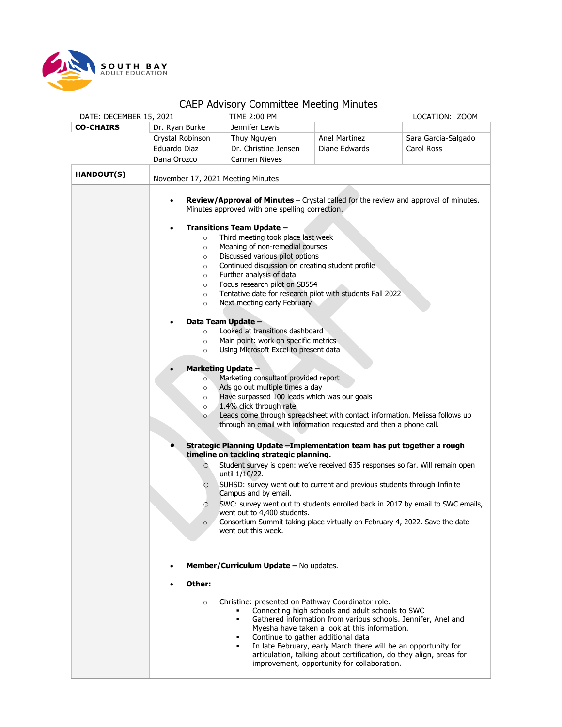SOUTH BAY
ADULT EDUCATION

# CAEP Advisory Committee Meeting Minutes

| DATE: DECEMBER 15, 2021 | | TIME 2:00 PM | | LOCATION: ZOOM |
|---|---|---|---|---|
| **CO-CHAIRS** | Dr. Ryan Burke | Jennifer Lewis | | |
| | Crystal Robinson | Thuy Nguyen | Anel Martinez | Sara Garcia-Salgado |
| | Eduardo Diaz | Dr. Christine Jensen | Diane Edwards | Carol Ross |
| | Dana Orozco | Carmen Nieves | | |
| **HANDOUT(S)** | November 17, 2021 Meeting Minutes | | | |

- **Review/Approval of Minutes** – Crystal called for the review and approval of minutes. Minutes approved with one spelling correction.

- **Transitions Team Update –**
  - Third meeting took place last week
  - Meaning of non-remedial courses
  - Discussed various pilot options
  - Continued discussion on creating student profile
  - Further analysis of data
  - Focus research pilot on SB554
  - Tentative date for research pilot with students Fall 2022
  - Next meeting early February

- **Data Team Update –**
  - Looked at transitions dashboard
  - Main point: work on specific metrics
  - Using Microsoft Excel to present data

- **Marketing Update –**
  - Marketing consultant provided report
  - Ads go out multiple times a day
  - Have surpassed 100 leads which was our goals
  - 1.4% click through rate
  - Leads come through spreadsheet with contact information. Melissa follows up through an email with information requested and then a phone call.

- **Strategic Planning Update –Implementation team has put together a rough timeline on tackling strategic planning.**
  - Student survey is open: we've received 635 responses so far. Will remain open until 1/10/22.
  - SUHSD: survey went out to current and previous students through Infinite Campus and by email.
  - SWC: survey went out to students enrolled back in 2017 by email to SWC emails, went out to 4,400 students.
  - Consortium Summit taking place virtually on February 4, 2022. Save the date went out this week.

- **Member/Curriculum Update –** No updates.

- **Other:**
  - Christine: presented on Pathway Coordinator role.
    - Connecting high schools and adult schools to SWC
    - Gathered information from various schools. Jennifer, Anel and Myesha have taken a look at this information.
    - Continue to gather additional data
    - In late February, early March there will be an opportunity for articulation, talking about certification, do they align, areas for improvement, opportunity for collaboration.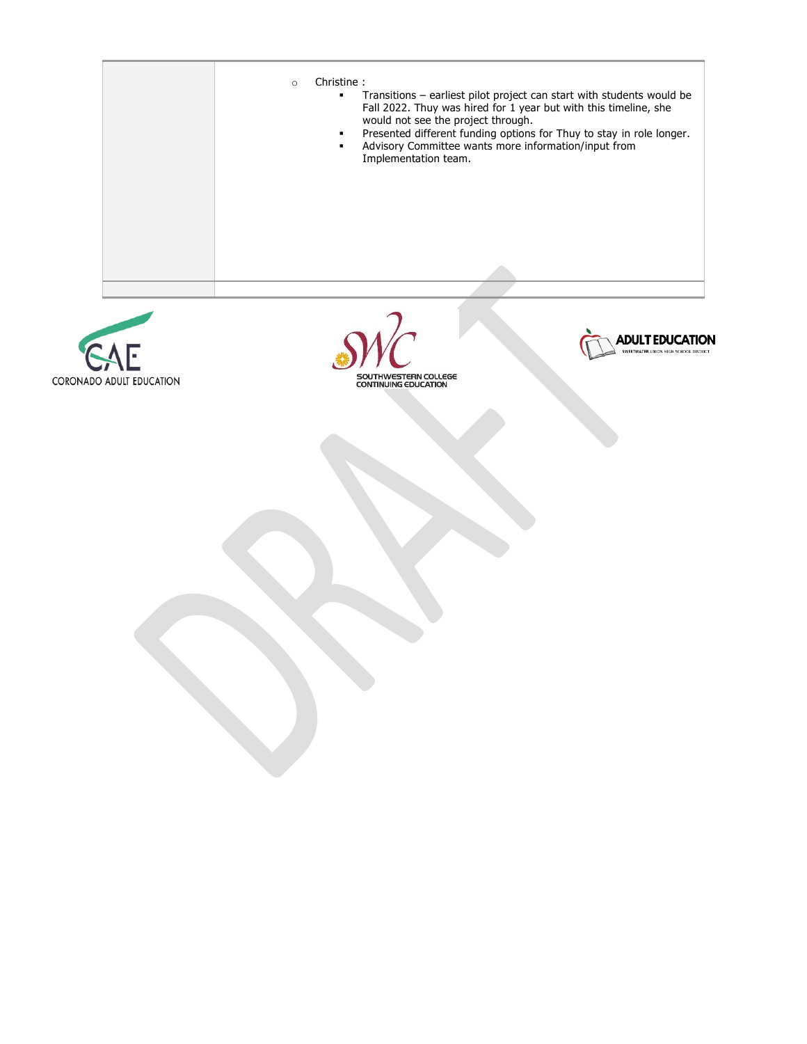| | |
|---|---|
| | - Christine :<br>  - Transitions – earliest pilot project can start with students would be Fall 2022. Thuy was hired for 1 year but with this timeline, she would not see the project through.<br>  - Presented different funding options for Thuy to stay in role longer.<br>  - Advisory Committee wants more information/input from Implementation team. |
| | |

CORONADO ADULT EDUCATION

SOUTHWESTERN COLLEGE CONTINUING EDUCATION

ADULT EDUCATION
SWEETWATER UNION HIGH SCHOOL DISTRICT

DRAFT